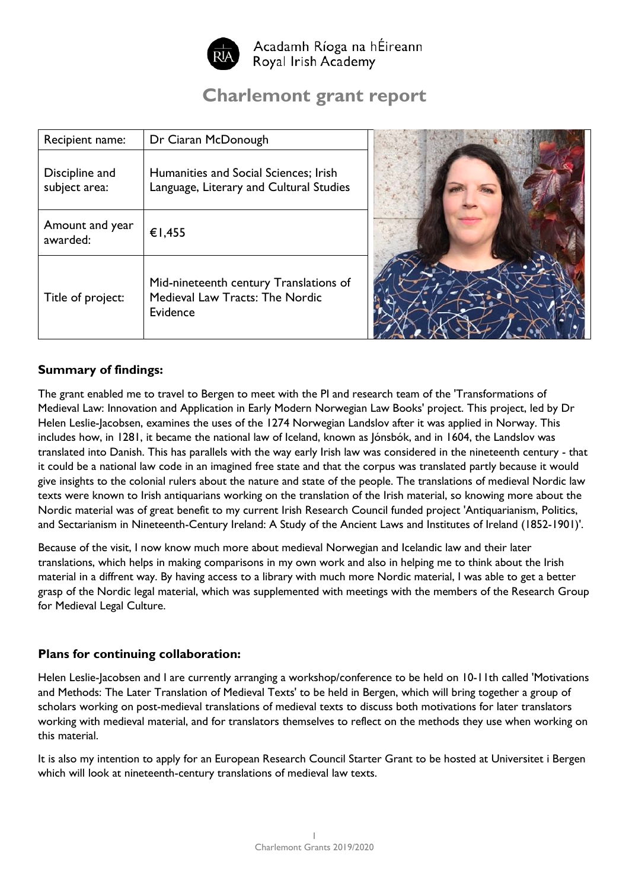Acadamh Ríoga na hÉireann
Royal Irish Academy

# Charlemont grant report

| Recipient name: | Dr Ciaran McDonough |
| --- | --- |
| Discipline and subject area: | Humanities and Social Sciences; Irish Language, Literary and Cultural Studies |
| Amount and year awarded: | €1,455 |
| Title of project: | Mid-nineteenth century Translations of Medieval Law Tracts: The Nordic Evidence |

## Summary of findings:

The grant enabled me to travel to Bergen to meet with the PI and research team of the 'Transformations of Medieval Law: Innovation and Application in Early Modern Norwegian Law Books' project. This project, led by Dr Helen Leslie-Jacobsen, examines the uses of the 1274 Norwegian Landslov after it was applied in Norway. This includes how, in 1281, it became the national law of Iceland, known as Jónsbók, and in 1604, the Landslov was translated into Danish. This has parallels with the way early Irish law was considered in the nineteenth century - that it could be a national law code in an imagined free state and that the corpus was translated partly because it would give insights to the colonial rulers about the nature and state of the people. The translations of medieval Nordic law texts were known to Irish antiquarians working on the translation of the Irish material, so knowing more about the Nordic material was of great benefit to my current Irish Research Council funded project 'Antiquarianism, Politics, and Sectarianism in Nineteenth-Century Ireland: A Study of the Ancient Laws and Institutes of Ireland (1852-1901)'.

Because of the visit, I now know much more about medieval Norwegian and Icelandic law and their later translations, which helps in making comparisons in my own work and also in helping me to think about the Irish material in a diffrent way. By having access to a library with much more Nordic material, I was able to get a better grasp of the Nordic legal material, which was supplemented with meetings with the members of the Research Group for Medieval Legal Culture.

## Plans for continuing collaboration:

Helen Leslie-Jacobsen and I are currently arranging a workshop/conference to be held on 10-11th called 'Motivations and Methods: The Later Translation of Medieval Texts' to be held in Bergen, which will bring together a group of scholars working on post-medieval translations of medieval texts to discuss both motivations for later translators working with medieval material, and for translators themselves to reflect on the methods they use when working on this material.

It is also my intention to apply for an European Research Council Starter Grant to be hosted at Universitet i Bergen which will look at nineteenth-century translations of medieval law texts.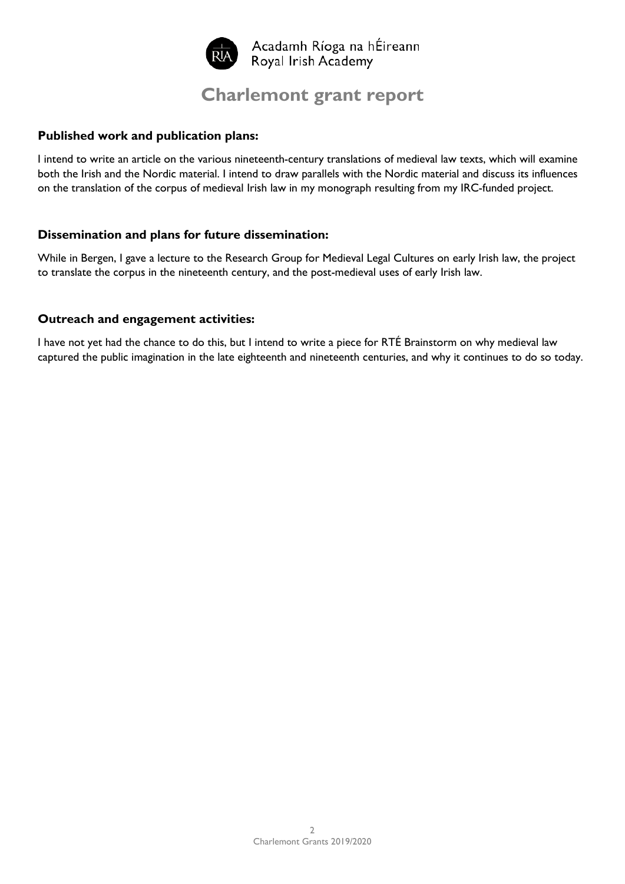# Charlemont grant report

### Published work and publication plans:

I intend to write an article on the various nineteenth-century translations of medieval law texts, which will examine both the Irish and the Nordic material. I intend to draw parallels with the Nordic material and discuss its influences on the translation of the corpus of medieval Irish law in my monograph resulting from my IRC-funded project.

### Dissemination and plans for future dissemination:

While in Bergen, I gave a lecture to the Research Group for Medieval Legal Cultures on early Irish law, the project to translate the corpus in the nineteenth century, and the post-medieval uses of early Irish law.

### Outreach and engagement activities:

I have not yet had the chance to do this, but I intend to write a piece for RTÉ Brainstorm on why medieval law captured the public imagination in the late eighteenth and nineteenth centuries, and why it continues to do so today.